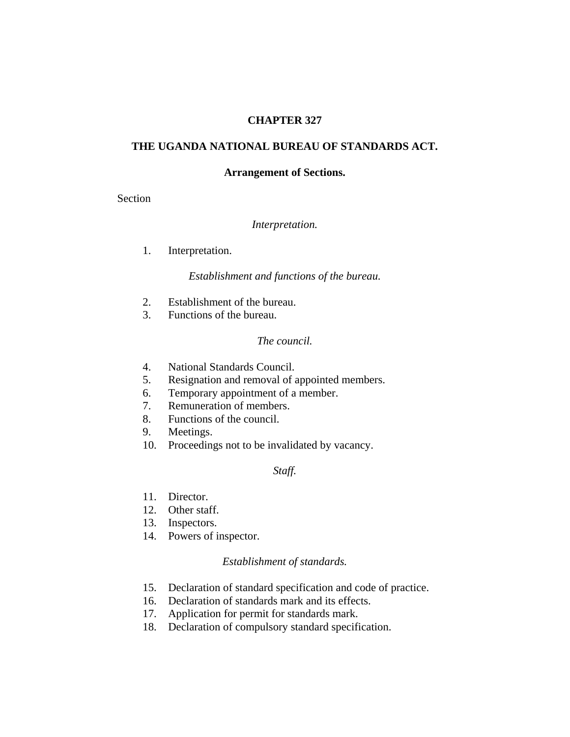# CHAPTER 327

## THE UGANDA NATIONAL BUREAU OF STANDARDS ACT.

### Arrangement of Sections.

Section

*Interpretation.*

1. Interpretation.

*Establishment and functions of the bureau.*

2. Establishment of the bureau.
3. Functions of the bureau.

*The council.*

4. National Standards Council.
5. Resignation and removal of appointed members.
6. Temporary appointment of a member.
7. Remuneration of members.
8. Functions of the council.
9. Meetings.
10. Proceedings not to be invalidated by vacancy.

*Staff.*

11. Director.
12. Other staff.
13. Inspectors.
14. Powers of inspector.

*Establishment of standards.*

15. Declaration of standard specification and code of practice.
16. Declaration of standards mark and its effects.
17. Application for permit for standards mark.
18. Declaration of compulsory standard specification.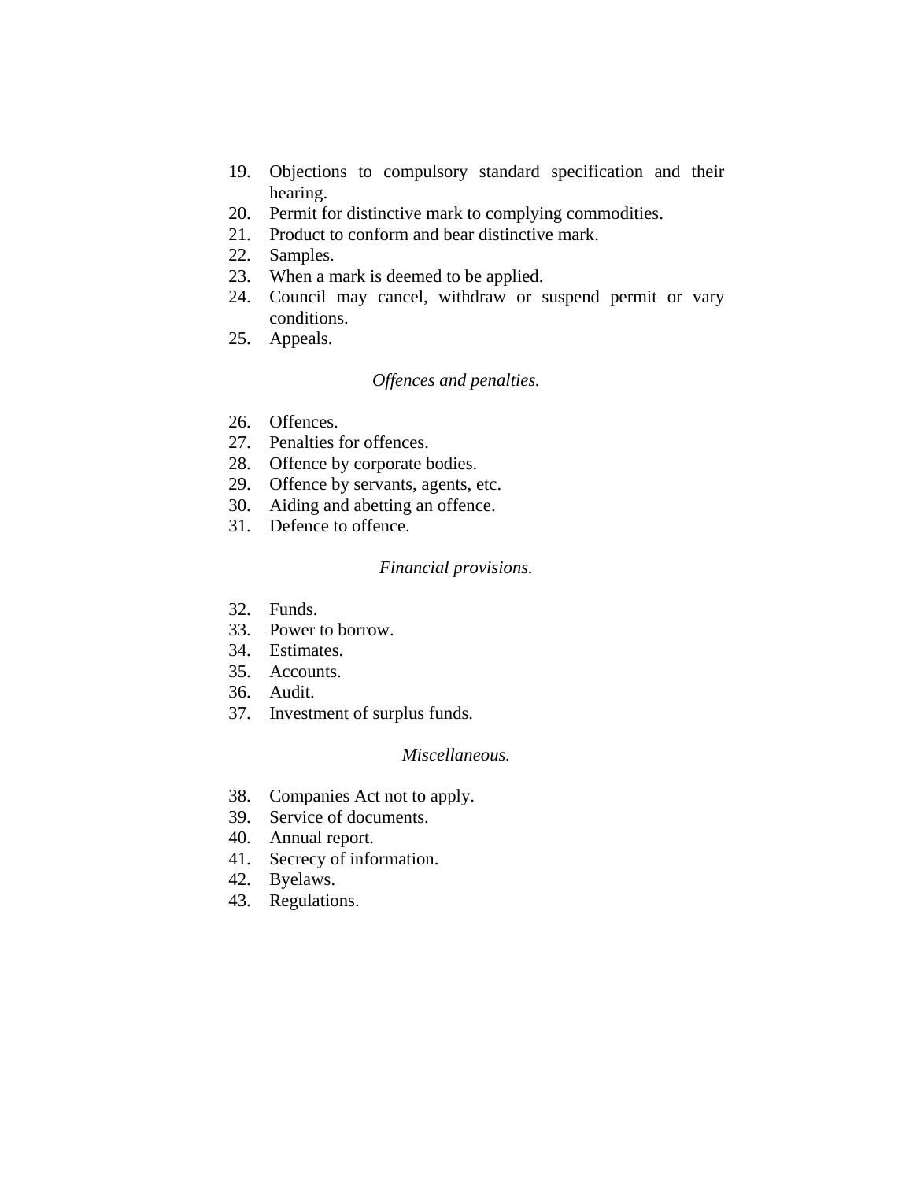19. Objections to compulsory standard specification and their hearing.
20. Permit for distinctive mark to complying commodities.
21. Product to conform and bear distinctive mark.
22. Samples.
23. When a mark is deemed to be applied.
24. Council may cancel, withdraw or suspend permit or vary conditions.
25. Appeals.

*Offences and penalties.*

26. Offences.
27. Penalties for offences.
28. Offence by corporate bodies.
29. Offence by servants, agents, etc.
30. Aiding and abetting an offence.
31. Defence to offence.

*Financial provisions.*

32. Funds.
33. Power to borrow.
34. Estimates.
35. Accounts.
36. Audit.
37. Investment of surplus funds.

*Miscellaneous.*

38. Companies Act not to apply.
39. Service of documents.
40. Annual report.
41. Secrecy of information.
42. Byelaws.
43. Regulations.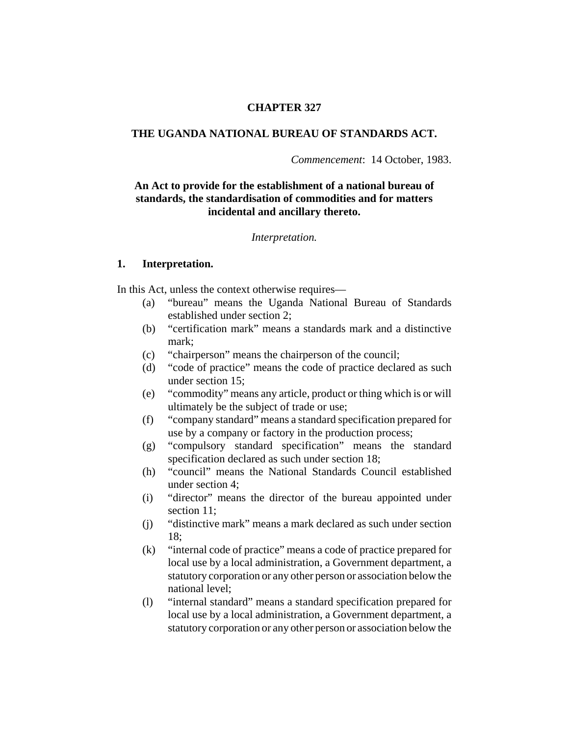# CHAPTER 327

## THE UGANDA NATIONAL BUREAU OF STANDARDS ACT.

*Commencement*: 14 October, 1983.

**An Act to provide for the establishment of a national bureau of standards, the standardisation of commodities and for matters incidental and ancillary thereto.**

*Interpretation.*

### 1. Interpretation.

In this Act, unless the context otherwise requires—

- (a) "bureau" means the Uganda National Bureau of Standards established under section 2;
- (b) "certification mark" means a standards mark and a distinctive mark;
- (c) "chairperson" means the chairperson of the council;
- (d) "code of practice" means the code of practice declared as such under section 15;
- (e) "commodity" means any article, product or thing which is or will ultimately be the subject of trade or use;
- (f) "company standard" means a standard specification prepared for use by a company or factory in the production process;
- (g) "compulsory standard specification" means the standard specification declared as such under section 18;
- (h) "council" means the National Standards Council established under section 4;
- (i) "director" means the director of the bureau appointed under section 11;
- (j) "distinctive mark" means a mark declared as such under section 18;
- (k) "internal code of practice" means a code of practice prepared for local use by a local administration, a Government department, a statutory corporation or any other person or association below the national level;
- (l) "internal standard" means a standard specification prepared for local use by a local administration, a Government department, a statutory corporation or any other person or association below the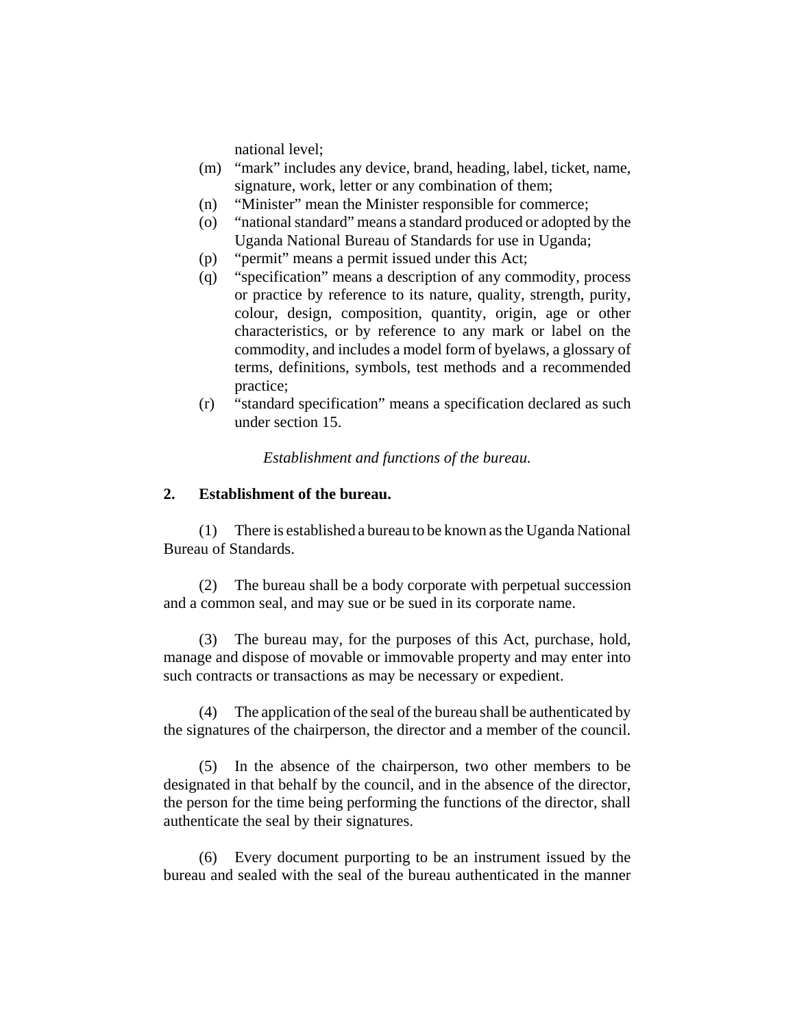national level;

(m) "mark" includes any device, brand, heading, label, ticket, name, signature, work, letter or any combination of them;

(n) "Minister" mean the Minister responsible for commerce;

(o) "national standard" means a standard produced or adopted by the Uganda National Bureau of Standards for use in Uganda;

(p) "permit" means a permit issued under this Act;

(q) "specification" means a description of any commodity, process or practice by reference to its nature, quality, strength, purity, colour, design, composition, quantity, origin, age or other characteristics, or by reference to any mark or label on the commodity, and includes a model form of byelaws, a glossary of terms, definitions, symbols, test methods and a recommended practice;

(r) "standard specification" means a specification declared as such under section 15.

*Establishment and functions of the bureau.*

**2. Establishment of the bureau.**

(1) There is established a bureau to be known as the Uganda National Bureau of Standards.

(2) The bureau shall be a body corporate with perpetual succession and a common seal, and may sue or be sued in its corporate name.

(3) The bureau may, for the purposes of this Act, purchase, hold, manage and dispose of movable or immovable property and may enter into such contracts or transactions as may be necessary or expedient.

(4) The application of the seal of the bureau shall be authenticated by the signatures of the chairperson, the director and a member of the council.

(5) In the absence of the chairperson, two other members to be designated in that behalf by the council, and in the absence of the director, the person for the time being performing the functions of the director, shall authenticate the seal by their signatures.

(6) Every document purporting to be an instrument issued by the bureau and sealed with the seal of the bureau authenticated in the manner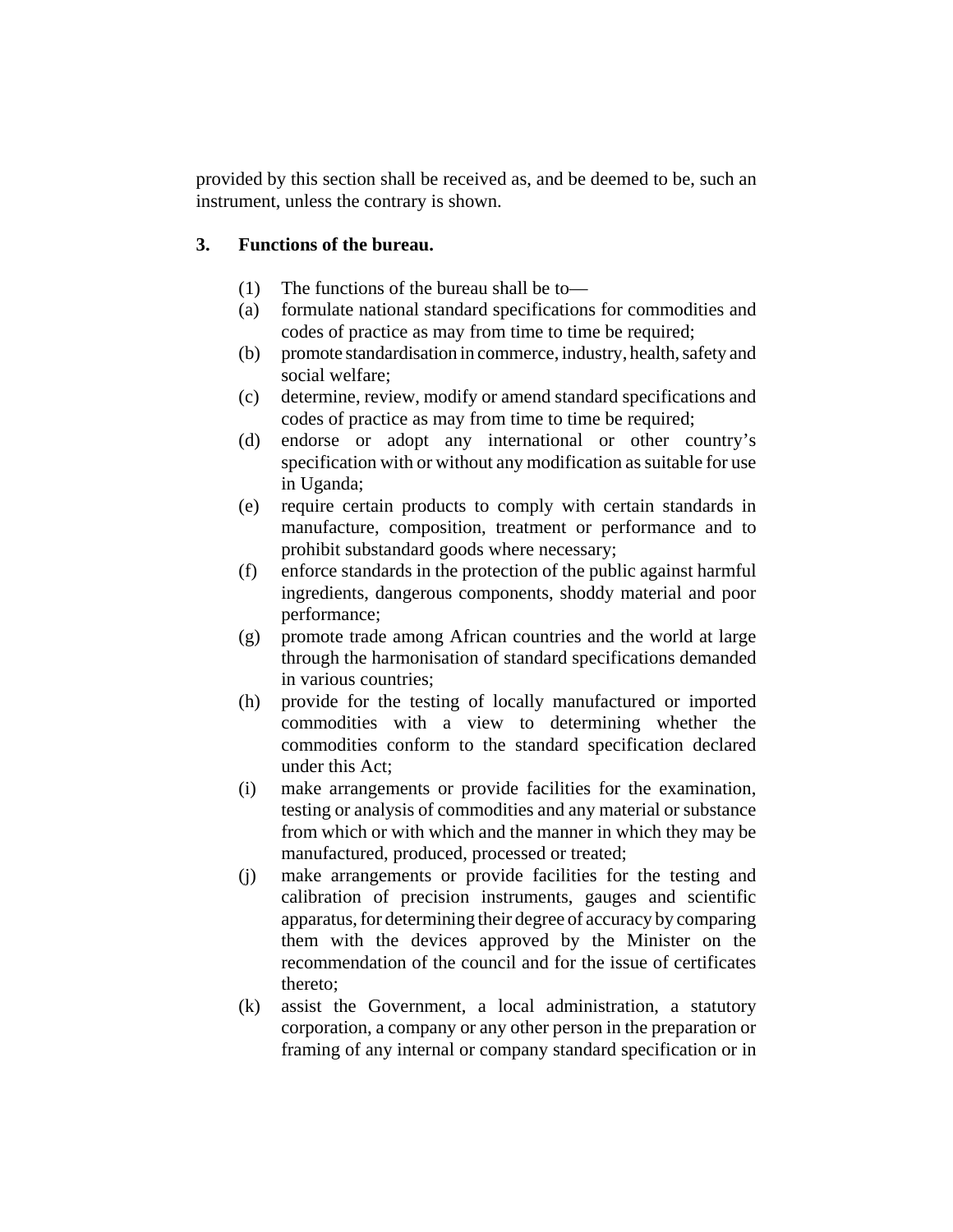provided by this section shall be received as, and be deemed to be, such an instrument, unless the contrary is shown.

### 3. Functions of the bureau.

(1) The functions of the bureau shall be to—

(a) formulate national standard specifications for commodities and codes of practice as may from time to time be required;

(b) promote standardisation in commerce, industry, health, safety and social welfare;

(c) determine, review, modify or amend standard specifications and codes of practice as may from time to time be required;

(d) endorse or adopt any international or other country's specification with or without any modification as suitable for use in Uganda;

(e) require certain products to comply with certain standards in manufacture, composition, treatment or performance and to prohibit substandard goods where necessary;

(f) enforce standards in the protection of the public against harmful ingredients, dangerous components, shoddy material and poor performance;

(g) promote trade among African countries and the world at large through the harmonisation of standard specifications demanded in various countries;

(h) provide for the testing of locally manufactured or imported commodities with a view to determining whether the commodities conform to the standard specification declared under this Act;

(i) make arrangements or provide facilities for the examination, testing or analysis of commodities and any material or substance from which or with which and the manner in which they may be manufactured, produced, processed or treated;

(j) make arrangements or provide facilities for the testing and calibration of precision instruments, gauges and scientific apparatus, for determining their degree of accuracy by comparing them with the devices approved by the Minister on the recommendation of the council and for the issue of certificates thereto;

(k) assist the Government, a local administration, a statutory corporation, a company or any other person in the preparation or framing of any internal or company standard specification or in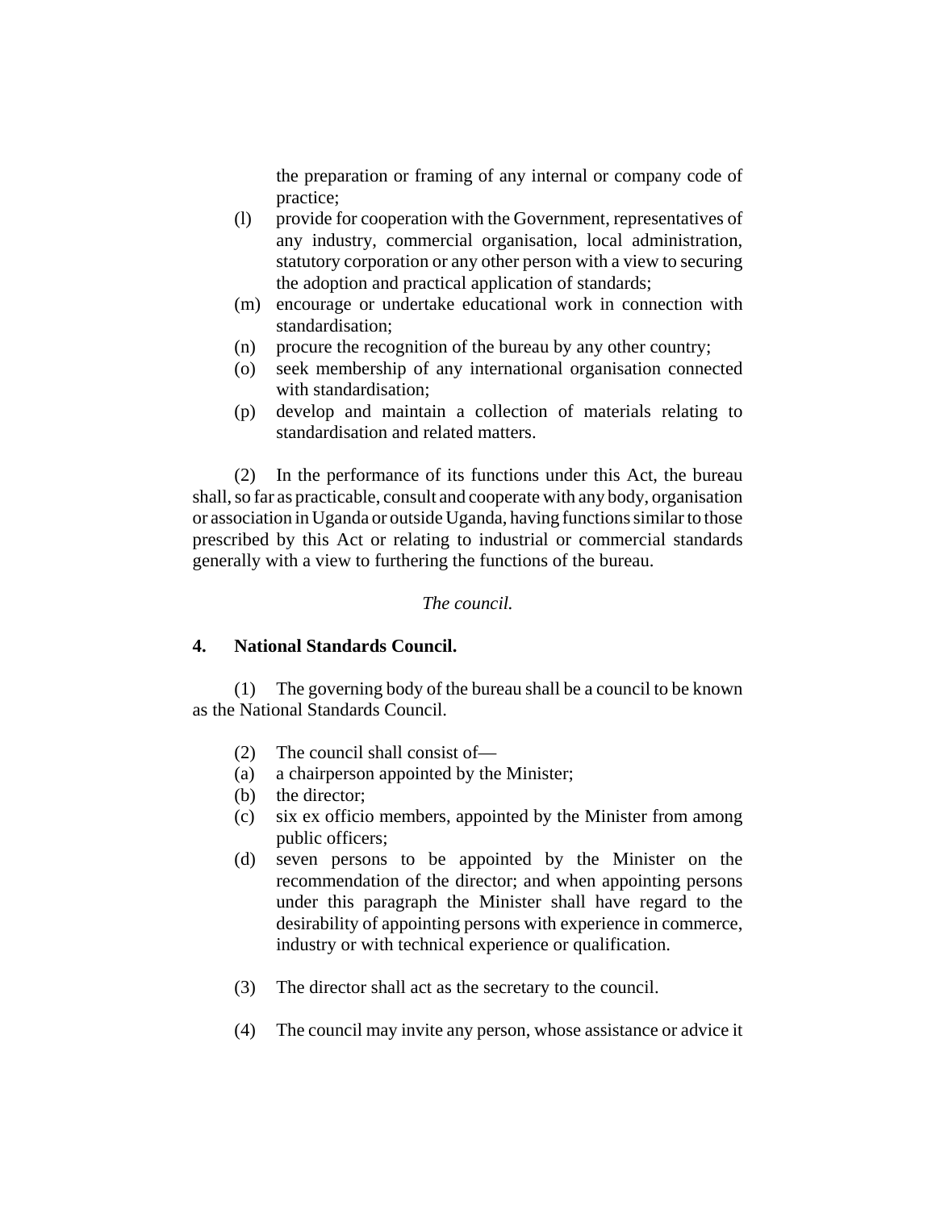the preparation or framing of any internal or company code of practice;

(l) provide for cooperation with the Government, representatives of any industry, commercial organisation, local administration, statutory corporation or any other person with a view to securing the adoption and practical application of standards;

(m) encourage or undertake educational work in connection with standardisation;

(n) procure the recognition of the bureau by any other country;

(o) seek membership of any international organisation connected with standardisation;

(p) develop and maintain a collection of materials relating to standardisation and related matters.

(2) In the performance of its functions under this Act, the bureau shall, so far as practicable, consult and cooperate with any body, organisation or association in Uganda or outside Uganda, having functions similar to those prescribed by this Act or relating to industrial or commercial standards generally with a view to furthering the functions of the bureau.

*The council.*

**4. National Standards Council.**

(1) The governing body of the bureau shall be a council to be known as the National Standards Council.

(2) The council shall consist of—

(a) a chairperson appointed by the Minister;

(b) the director;

(c) six ex officio members, appointed by the Minister from among public officers;

(d) seven persons to be appointed by the Minister on the recommendation of the director; and when appointing persons under this paragraph the Minister shall have regard to the desirability of appointing persons with experience in commerce, industry or with technical experience or qualification.

(3) The director shall act as the secretary to the council.

(4) The council may invite any person, whose assistance or advice it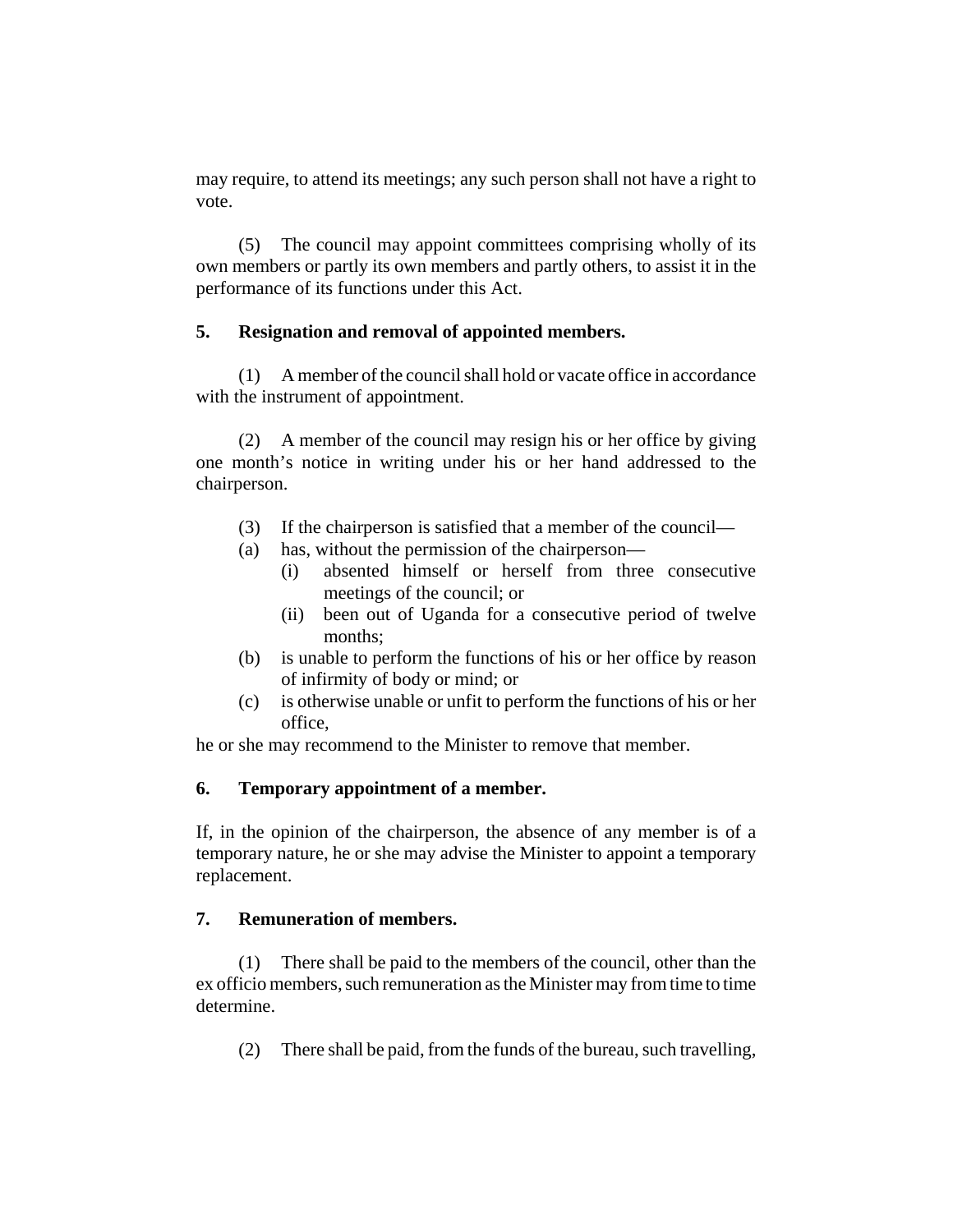may require, to attend its meetings; any such person shall not have a right to vote.

(5) The council may appoint committees comprising wholly of its own members or partly its own members and partly others, to assist it in the performance of its functions under this Act.

**5. Resignation and removal of appointed members.**

(1) A member of the council shall hold or vacate office in accordance with the instrument of appointment.

(2) A member of the council may resign his or her office by giving one month's notice in writing under his or her hand addressed to the chairperson.

(3) If the chairperson is satisfied that a member of the council—

(a) has, without the permission of the chairperson—

(i) absented himself or herself from three consecutive meetings of the council; or

(ii) been out of Uganda for a consecutive period of twelve months;

(b) is unable to perform the functions of his or her office by reason of infirmity of body or mind; or

(c) is otherwise unable or unfit to perform the functions of his or her office,

he or she may recommend to the Minister to remove that member.

**6. Temporary appointment of a member.**

If, in the opinion of the chairperson, the absence of any member is of a temporary nature, he or she may advise the Minister to appoint a temporary replacement.

**7. Remuneration of members.**

(1) There shall be paid to the members of the council, other than the ex officio members, such remuneration as the Minister may from time to time determine.

(2) There shall be paid, from the funds of the bureau, such travelling,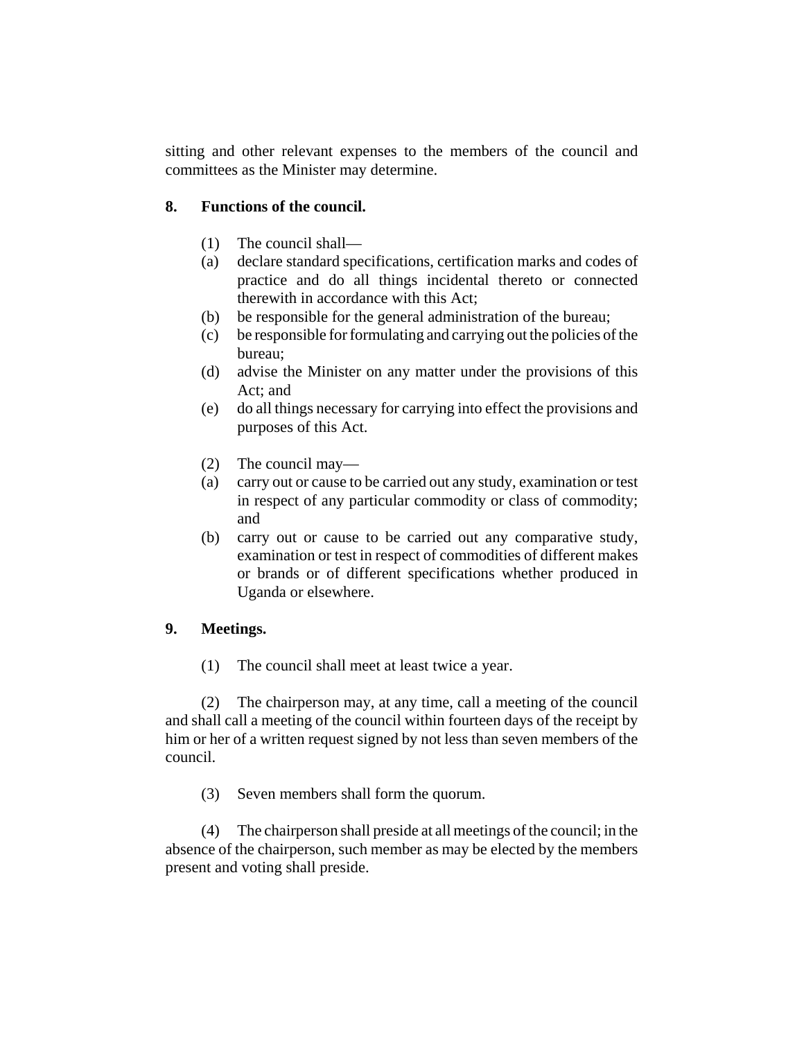sitting and other relevant expenses to the members of the council and committees as the Minister may determine.

### 8. Functions of the council.

(1) The council shall—

(a) declare standard specifications, certification marks and codes of practice and do all things incidental thereto or connected therewith in accordance with this Act;

(b) be responsible for the general administration of the bureau;

(c) be responsible for formulating and carrying out the policies of the bureau;

(d) advise the Minister on any matter under the provisions of this Act; and

(e) do all things necessary for carrying into effect the provisions and purposes of this Act.

(2) The council may—

(a) carry out or cause to be carried out any study, examination or test in respect of any particular commodity or class of commodity; and

(b) carry out or cause to be carried out any comparative study, examination or test in respect of commodities of different makes or brands or of different specifications whether produced in Uganda or elsewhere.

### 9. Meetings.

(1) The council shall meet at least twice a year.

(2) The chairperson may, at any time, call a meeting of the council and shall call a meeting of the council within fourteen days of the receipt by him or her of a written request signed by not less than seven members of the council.

(3) Seven members shall form the quorum.

(4) The chairperson shall preside at all meetings of the council; in the absence of the chairperson, such member as may be elected by the members present and voting shall preside.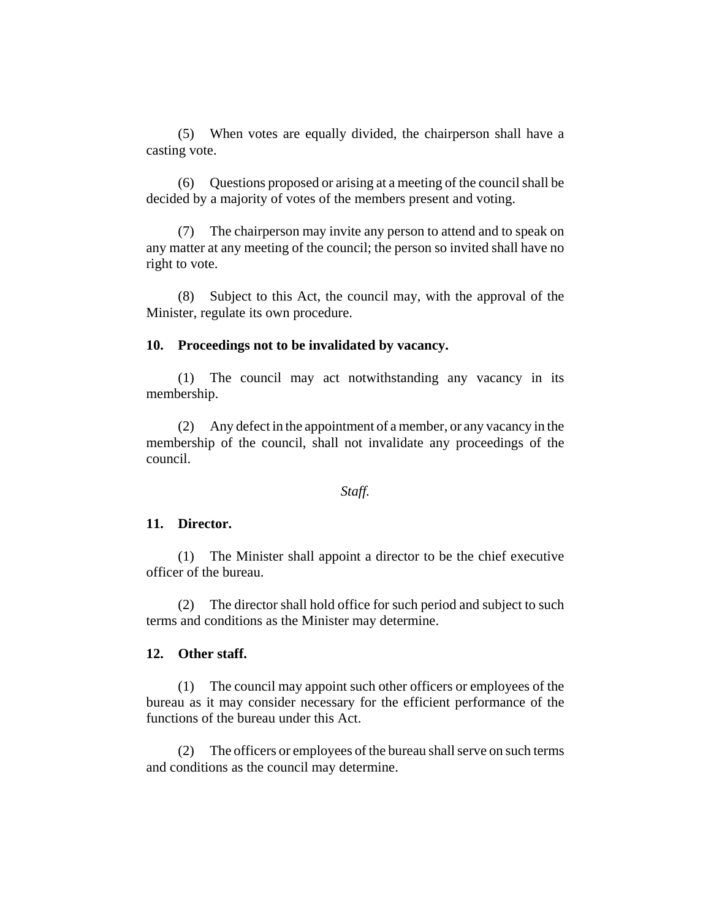(5) When votes are equally divided, the chairperson shall have a casting vote.

(6) Questions proposed or arising at a meeting of the council shall be decided by a majority of votes of the members present and voting.

(7) The chairperson may invite any person to attend and to speak on any matter at any meeting of the council; the person so invited shall have no right to vote.

(8) Subject to this Act, the council may, with the approval of the Minister, regulate its own procedure.

**10. Proceedings not to be invalidated by vacancy.**

(1) The council may act notwithstanding any vacancy in its membership.

(2) Any defect in the appointment of a member, or any vacancy in the membership of the council, shall not invalidate any proceedings of the council.

*Staff.*

**11. Director.**

(1) The Minister shall appoint a director to be the chief executive officer of the bureau.

(2) The director shall hold office for such period and subject to such terms and conditions as the Minister may determine.

**12. Other staff.**

(1) The council may appoint such other officers or employees of the bureau as it may consider necessary for the efficient performance of the functions of the bureau under this Act.

(2) The officers or employees of the bureau shall serve on such terms and conditions as the council may determine.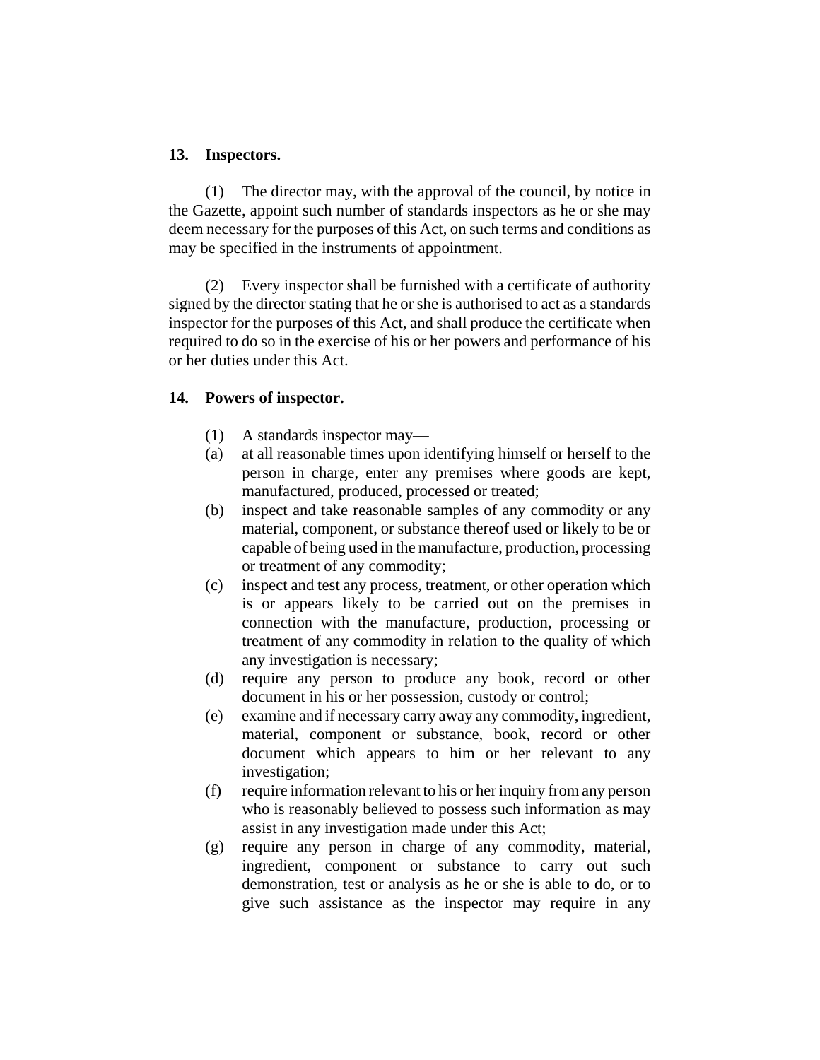### 13. Inspectors.

(1) The director may, with the approval of the council, by notice in the Gazette, appoint such number of standards inspectors as he or she may deem necessary for the purposes of this Act, on such terms and conditions as may be specified in the instruments of appointment.

(2) Every inspector shall be furnished with a certificate of authority signed by the director stating that he or she is authorised to act as a standards inspector for the purposes of this Act, and shall produce the certificate when required to do so in the exercise of his or her powers and performance of his or her duties under this Act.

### 14. Powers of inspector.

(1) A standards inspector may—

(a) at all reasonable times upon identifying himself or herself to the person in charge, enter any premises where goods are kept, manufactured, produced, processed or treated;

(b) inspect and take reasonable samples of any commodity or any material, component, or substance thereof used or likely to be or capable of being used in the manufacture, production, processing or treatment of any commodity;

(c) inspect and test any process, treatment, or other operation which is or appears likely to be carried out on the premises in connection with the manufacture, production, processing or treatment of any commodity in relation to the quality of which any investigation is necessary;

(d) require any person to produce any book, record or other document in his or her possession, custody or control;

(e) examine and if necessary carry away any commodity, ingredient, material, component or substance, book, record or other document which appears to him or her relevant to any investigation;

(f) require information relevant to his or her inquiry from any person who is reasonably believed to possess such information as may assist in any investigation made under this Act;

(g) require any person in charge of any commodity, material, ingredient, component or substance to carry out such demonstration, test or analysis as he or she is able to do, or to give such assistance as the inspector may require in any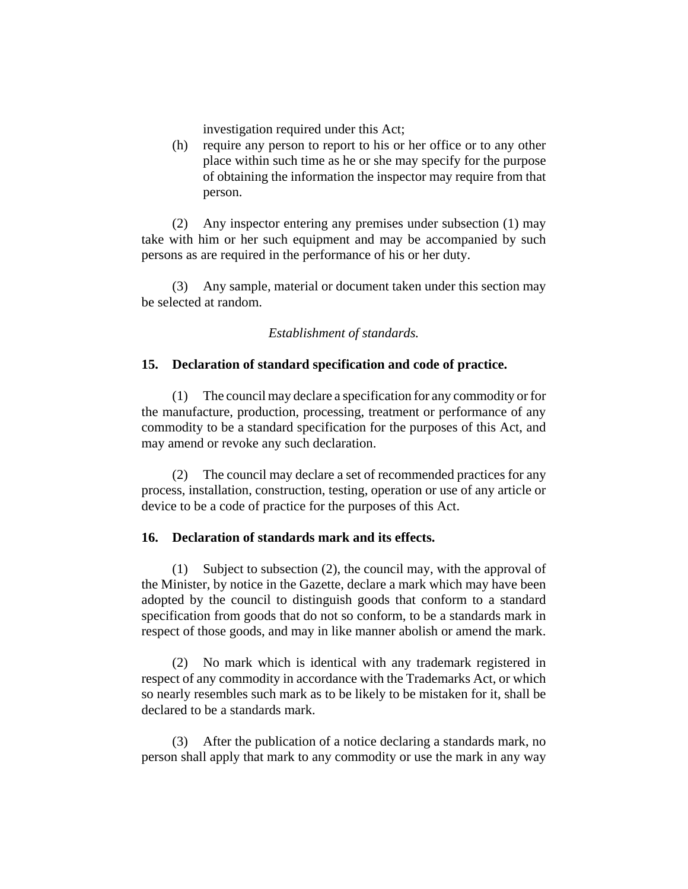investigation required under this Act;

(h) require any person to report to his or her office or to any other place within such time as he or she may specify for the purpose of obtaining the information the inspector may require from that person.

(2) Any inspector entering any premises under subsection (1) may take with him or her such equipment and may be accompanied by such persons as are required in the performance of his or her duty.

(3) Any sample, material or document taken under this section may be selected at random.

*Establishment of standards.*

**15. Declaration of standard specification and code of practice.**

(1) The council may declare a specification for any commodity or for the manufacture, production, processing, treatment or performance of any commodity to be a standard specification for the purposes of this Act, and may amend or revoke any such declaration.

(2) The council may declare a set of recommended practices for any process, installation, construction, testing, operation or use of any article or device to be a code of practice for the purposes of this Act.

**16. Declaration of standards mark and its effects.**

(1) Subject to subsection (2), the council may, with the approval of the Minister, by notice in the Gazette, declare a mark which may have been adopted by the council to distinguish goods that conform to a standard specification from goods that do not so conform, to be a standards mark in respect of those goods, and may in like manner abolish or amend the mark.

(2) No mark which is identical with any trademark registered in respect of any commodity in accordance with the Trademarks Act, or which so nearly resembles such mark as to be likely to be mistaken for it, shall be declared to be a standards mark.

(3) After the publication of a notice declaring a standards mark, no person shall apply that mark to any commodity or use the mark in any way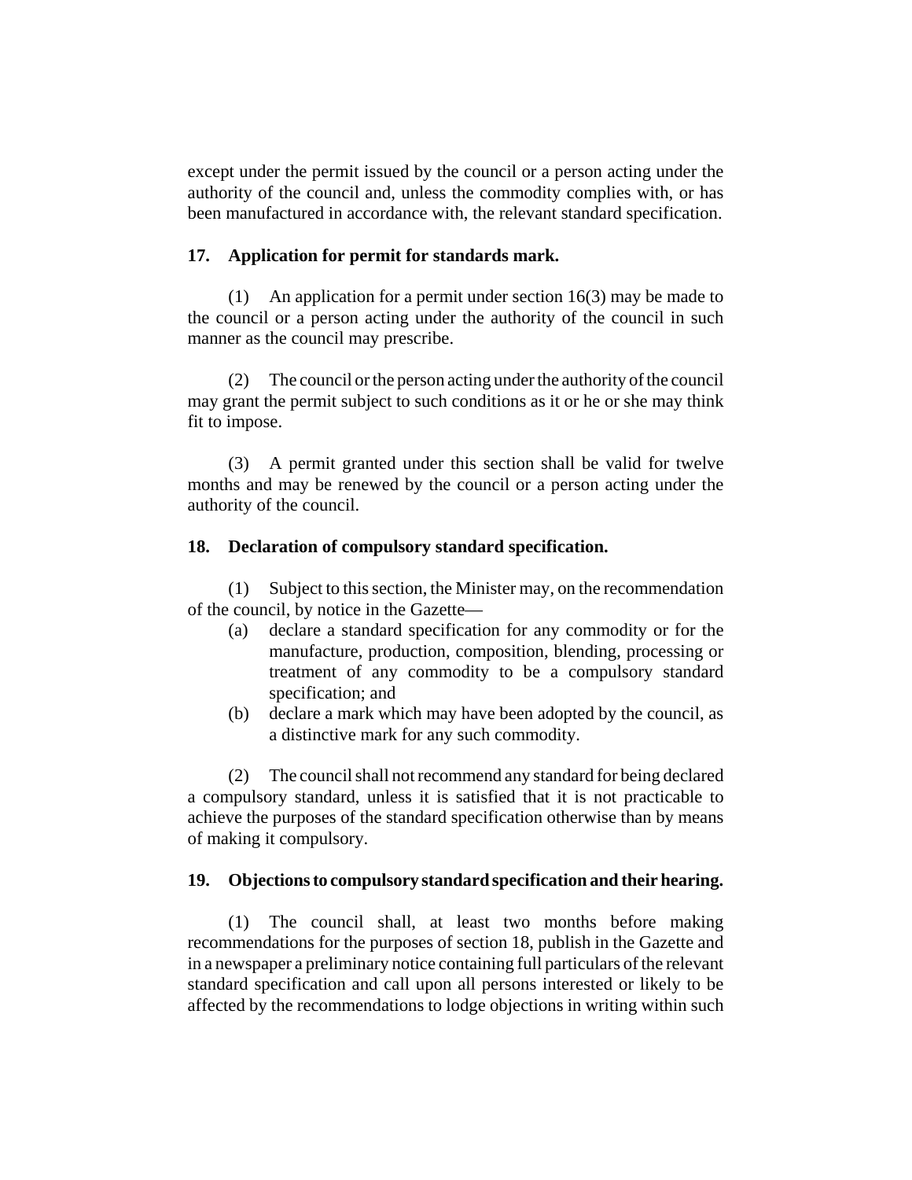except under the permit issued by the council or a person acting under the authority of the council and, unless the commodity complies with, or has been manufactured in accordance with, the relevant standard specification.

**17. Application for permit for standards mark.**

(1) An application for a permit under section 16(3) may be made to the council or a person acting under the authority of the council in such manner as the council may prescribe.

(2) The council or the person acting under the authority of the council may grant the permit subject to such conditions as it or he or she may think fit to impose.

(3) A permit granted under this section shall be valid for twelve months and may be renewed by the council or a person acting under the authority of the council.

**18. Declaration of compulsory standard specification.**

(1) Subject to this section, the Minister may, on the recommendation of the council, by notice in the Gazette—

- (a) declare a standard specification for any commodity or for the manufacture, production, composition, blending, processing or treatment of any commodity to be a compulsory standard specification; and
- (b) declare a mark which may have been adopted by the council, as a distinctive mark for any such commodity.

(2) The council shall not recommend any standard for being declared a compulsory standard, unless it is satisfied that it is not practicable to achieve the purposes of the standard specification otherwise than by means of making it compulsory.

**19. Objections to compulsory standard specification and their hearing.**

(1) The council shall, at least two months before making recommendations for the purposes of section 18, publish in the Gazette and in a newspaper a preliminary notice containing full particulars of the relevant standard specification and call upon all persons interested or likely to be affected by the recommendations to lodge objections in writing within such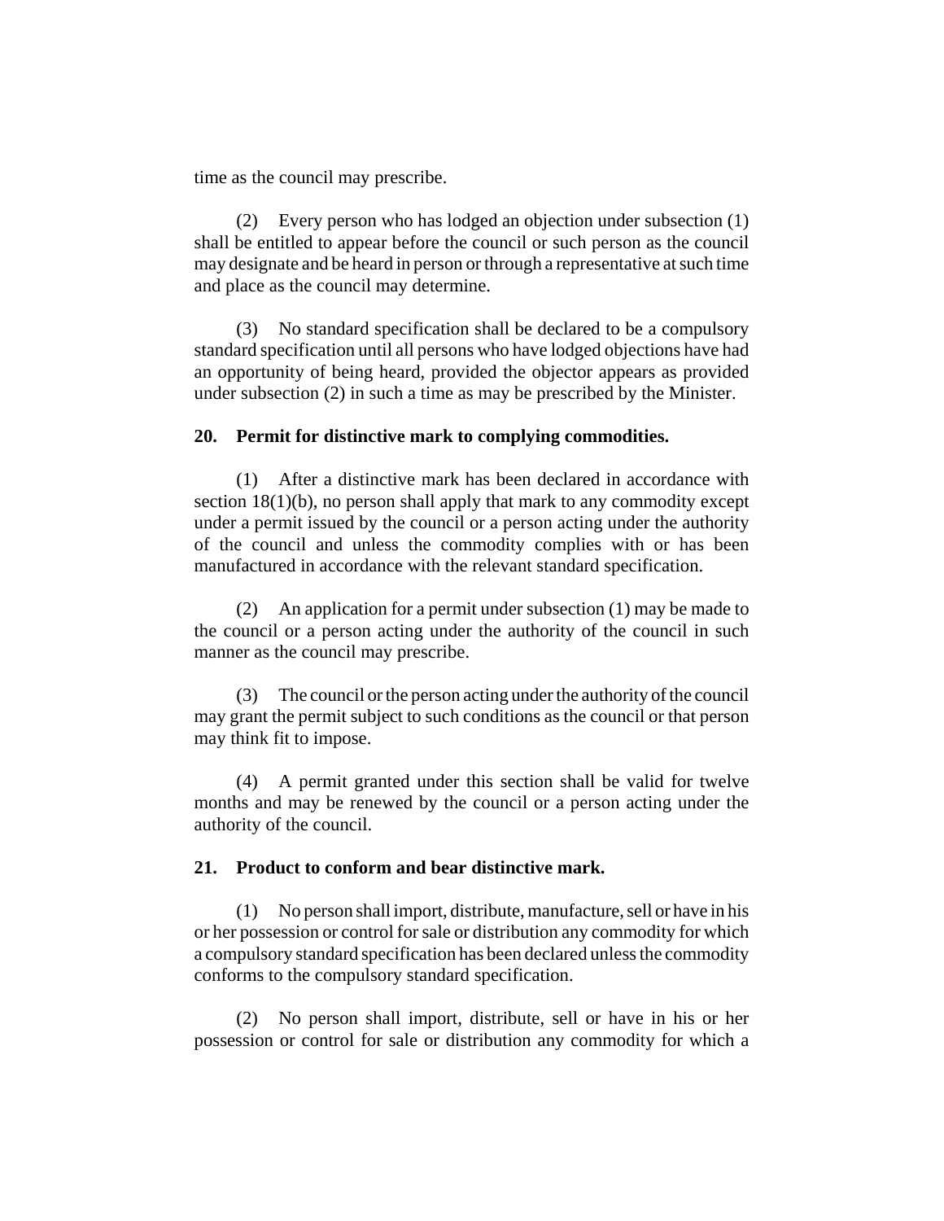time as the council may prescribe.

(2) Every person who has lodged an objection under subsection (1) shall be entitled to appear before the council or such person as the council may designate and be heard in person or through a representative at such time and place as the council may determine.

(3) No standard specification shall be declared to be a compulsory standard specification until all persons who have lodged objections have had an opportunity of being heard, provided the objector appears as provided under subsection (2) in such a time as may be prescribed by the Minister.

**20. Permit for distinctive mark to complying commodities.**

(1) After a distinctive mark has been declared in accordance with section 18(1)(b), no person shall apply that mark to any commodity except under a permit issued by the council or a person acting under the authority of the council and unless the commodity complies with or has been manufactured in accordance with the relevant standard specification.

(2) An application for a permit under subsection (1) may be made to the council or a person acting under the authority of the council in such manner as the council may prescribe.

(3) The council or the person acting under the authority of the council may grant the permit subject to such conditions as the council or that person may think fit to impose.

(4) A permit granted under this section shall be valid for twelve months and may be renewed by the council or a person acting under the authority of the council.

**21. Product to conform and bear distinctive mark.**

(1) No person shall import, distribute, manufacture, sell or have in his or her possession or control for sale or distribution any commodity for which a compulsory standard specification has been declared unless the commodity conforms to the compulsory standard specification.

(2) No person shall import, distribute, sell or have in his or her possession or control for sale or distribution any commodity for which a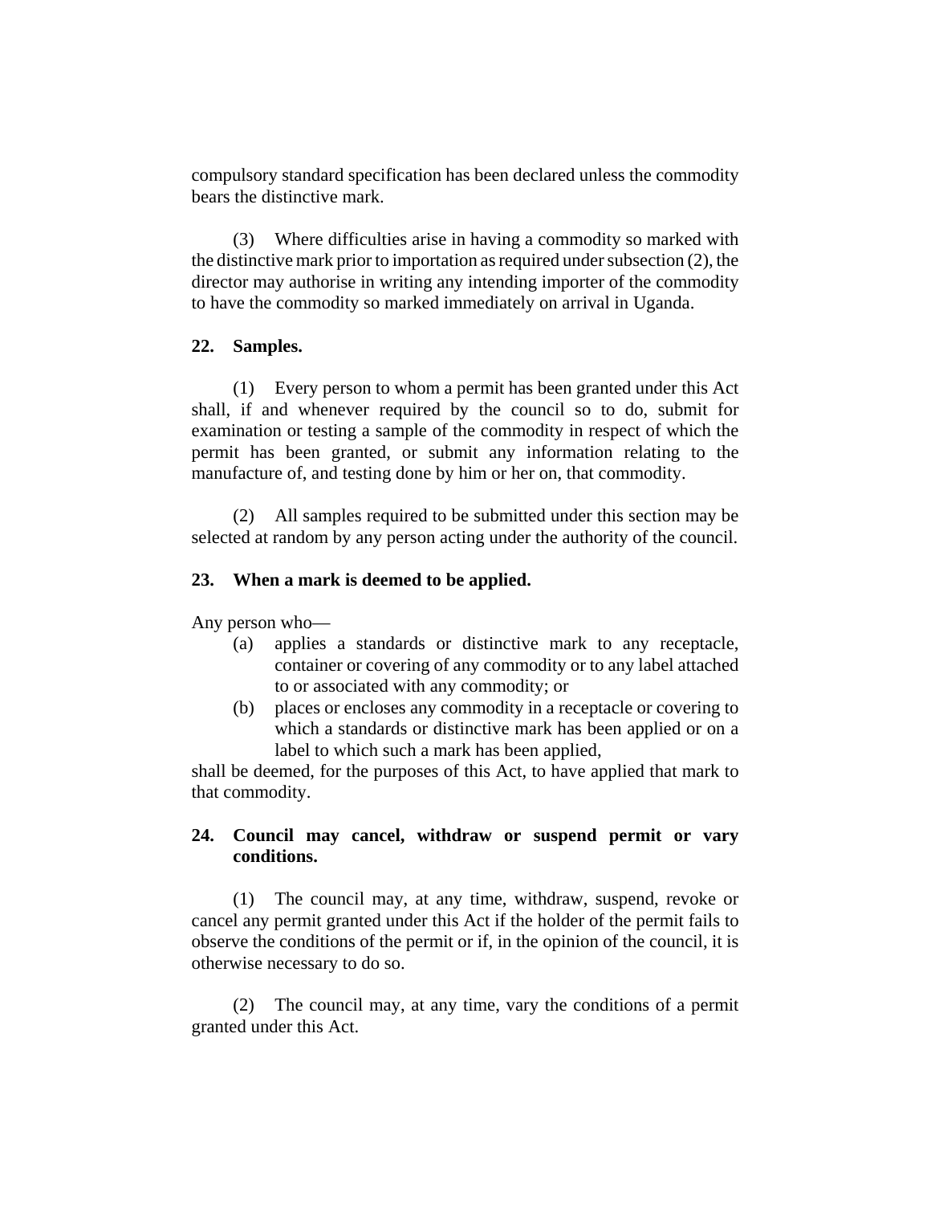compulsory standard specification has been declared unless the commodity bears the distinctive mark.

(3) Where difficulties arise in having a commodity so marked with the distinctive mark prior to importation as required under subsection (2), the director may authorise in writing any intending importer of the commodity to have the commodity so marked immediately on arrival in Uganda.

**22. Samples.**

(1) Every person to whom a permit has been granted under this Act shall, if and whenever required by the council so to do, submit for examination or testing a sample of the commodity in respect of which the permit has been granted, or submit any information relating to the manufacture of, and testing done by him or her on, that commodity.

(2) All samples required to be submitted under this section may be selected at random by any person acting under the authority of the council.

**23. When a mark is deemed to be applied.**

Any person who—

(a) applies a standards or distinctive mark to any receptacle, container or covering of any commodity or to any label attached to or associated with any commodity; or

(b) places or encloses any commodity in a receptacle or covering to which a standards or distinctive mark has been applied or on a label to which such a mark has been applied,

shall be deemed, for the purposes of this Act, to have applied that mark to that commodity.

**24. Council may cancel, withdraw or suspend permit or vary conditions.**

(1) The council may, at any time, withdraw, suspend, revoke or cancel any permit granted under this Act if the holder of the permit fails to observe the conditions of the permit or if, in the opinion of the council, it is otherwise necessary to do so.

(2) The council may, at any time, vary the conditions of a permit granted under this Act.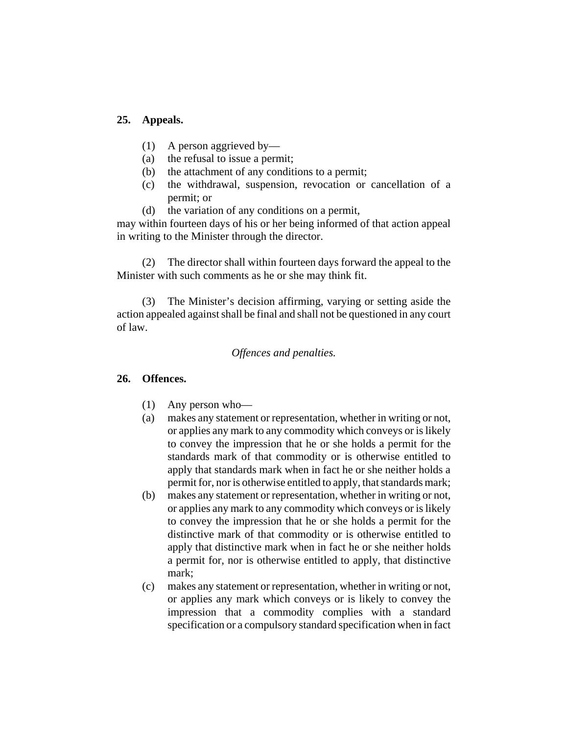## 25. Appeals.

(1) A person aggrieved by—

(a) the refusal to issue a permit;

(b) the attachment of any conditions to a permit;

(c) the withdrawal, suspension, revocation or cancellation of a permit; or

(d) the variation of any conditions on a permit,

may within fourteen days of his or her being informed of that action appeal in writing to the Minister through the director.

(2) The director shall within fourteen days forward the appeal to the Minister with such comments as he or she may think fit.

(3) The Minister's decision affirming, varying or setting aside the action appealed against shall be final and shall not be questioned in any court of law.

*Offences and penalties.*

## 26. Offences.

(1) Any person who—

(a) makes any statement or representation, whether in writing or not, or applies any mark to any commodity which conveys or is likely to convey the impression that he or she holds a permit for the standards mark of that commodity or is otherwise entitled to apply that standards mark when in fact he or she neither holds a permit for, nor is otherwise entitled to apply, that standards mark;

(b) makes any statement or representation, whether in writing or not, or applies any mark to any commodity which conveys or is likely to convey the impression that he or she holds a permit for the distinctive mark of that commodity or is otherwise entitled to apply that distinctive mark when in fact he or she neither holds a permit for, nor is otherwise entitled to apply, that distinctive mark;

(c) makes any statement or representation, whether in writing or not, or applies any mark which conveys or is likely to convey the impression that a commodity complies with a standard specification or a compulsory standard specification when in fact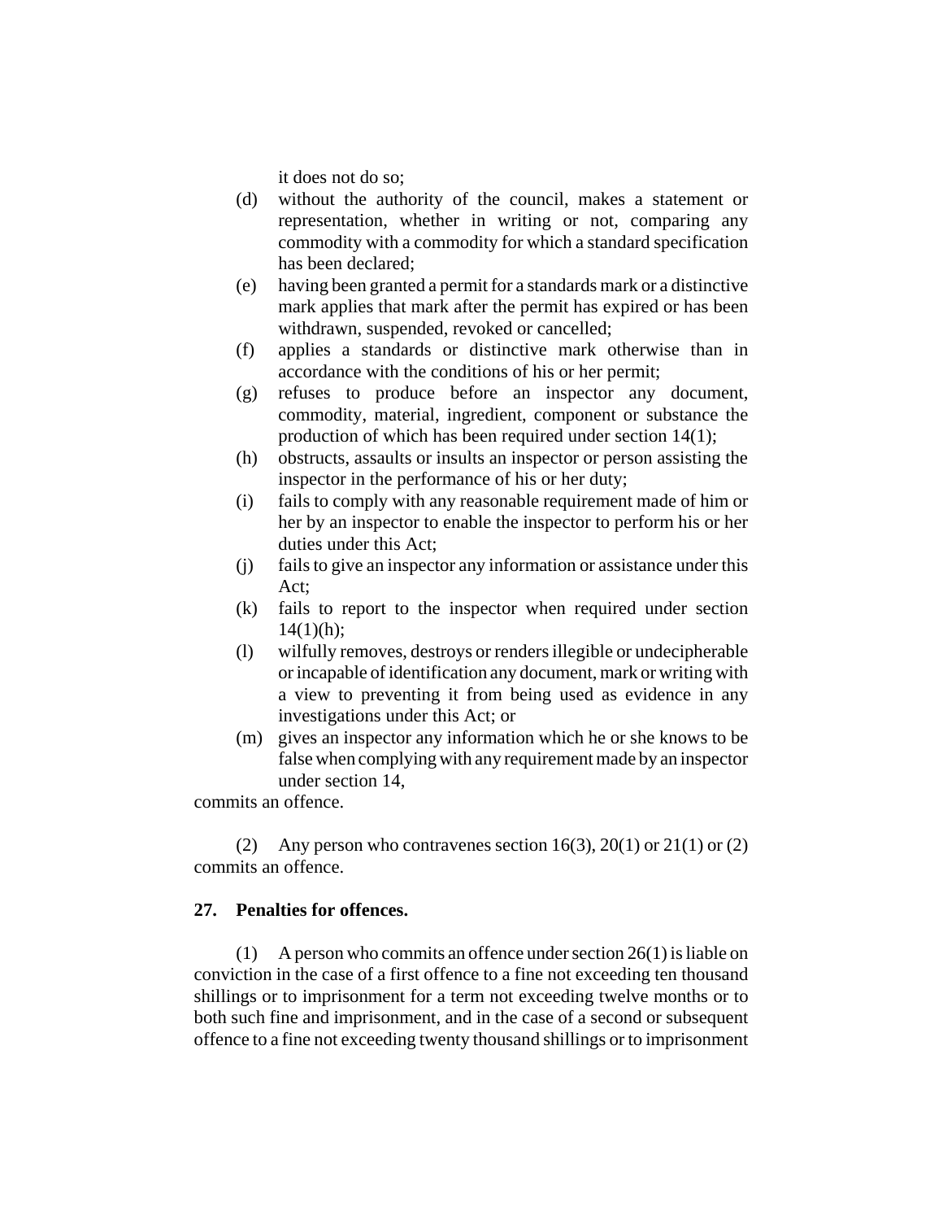it does not do so;

(d) without the authority of the council, makes a statement or representation, whether in writing or not, comparing any commodity with a commodity for which a standard specification has been declared;

(e) having been granted a permit for a standards mark or a distinctive mark applies that mark after the permit has expired or has been withdrawn, suspended, revoked or cancelled;

(f) applies a standards or distinctive mark otherwise than in accordance with the conditions of his or her permit;

(g) refuses to produce before an inspector any document, commodity, material, ingredient, component or substance the production of which has been required under section 14(1);

(h) obstructs, assaults or insults an inspector or person assisting the inspector in the performance of his or her duty;

(i) fails to comply with any reasonable requirement made of him or her by an inspector to enable the inspector to perform his or her duties under this Act;

(j) fails to give an inspector any information or assistance under this Act;

(k) fails to report to the inspector when required under section 14(1)(h);

(l) wilfully removes, destroys or renders illegible or undecipherable or incapable of identification any document, mark or writing with a view to preventing it from being used as evidence in any investigations under this Act; or

(m) gives an inspector any information which he or she knows to be false when complying with any requirement made by an inspector under section 14,

commits an offence.

(2) Any person who contravenes section 16(3), 20(1) or 21(1) or (2) commits an offence.

**27. Penalties for offences.**

(1) A person who commits an offence under section 26(1) is liable on conviction in the case of a first offence to a fine not exceeding ten thousand shillings or to imprisonment for a term not exceeding twelve months or to both such fine and imprisonment, and in the case of a second or subsequent offence to a fine not exceeding twenty thousand shillings or to imprisonment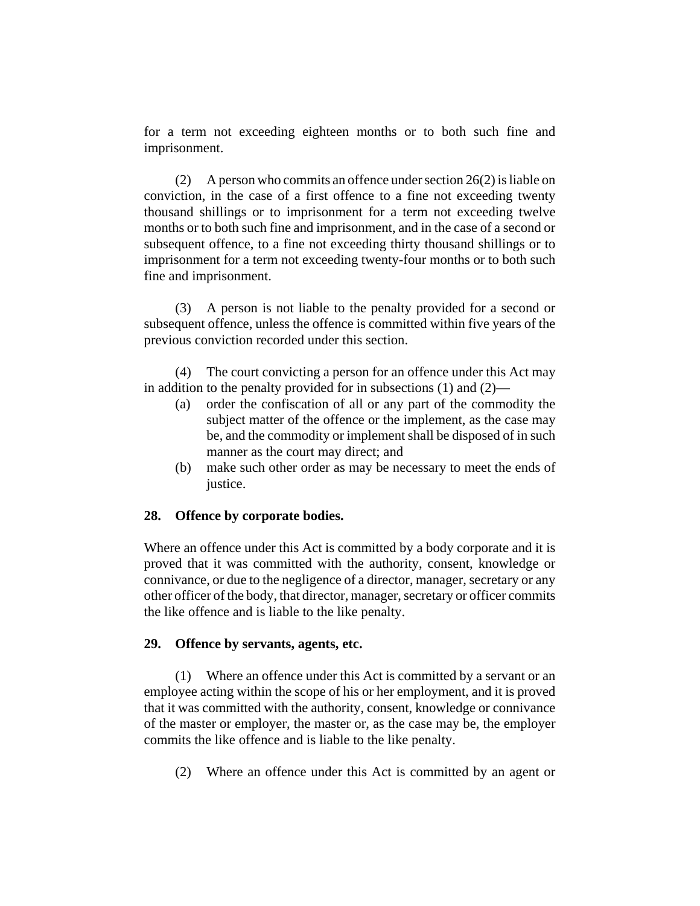for a term not exceeding eighteen months or to both such fine and imprisonment.

(2) A person who commits an offence under section 26(2) is liable on conviction, in the case of a first offence to a fine not exceeding twenty thousand shillings or to imprisonment for a term not exceeding twelve months or to both such fine and imprisonment, and in the case of a second or subsequent offence, to a fine not exceeding thirty thousand shillings or to imprisonment for a term not exceeding twenty-four months or to both such fine and imprisonment.

(3) A person is not liable to the penalty provided for a second or subsequent offence, unless the offence is committed within five years of the previous conviction recorded under this section.

(4) The court convicting a person for an offence under this Act may in addition to the penalty provided for in subsections (1) and (2)—

- (a) order the confiscation of all or any part of the commodity the subject matter of the offence or the implement, as the case may be, and the commodity or implement shall be disposed of in such manner as the court may direct; and
- (b) make such other order as may be necessary to meet the ends of justice.

### 28. Offence by corporate bodies.

Where an offence under this Act is committed by a body corporate and it is proved that it was committed with the authority, consent, knowledge or connivance, or due to the negligence of a director, manager, secretary or any other officer of the body, that director, manager, secretary or officer commits the like offence and is liable to the like penalty.

### 29. Offence by servants, agents, etc.

(1) Where an offence under this Act is committed by a servant or an employee acting within the scope of his or her employment, and it is proved that it was committed with the authority, consent, knowledge or connivance of the master or employer, the master or, as the case may be, the employer commits the like offence and is liable to the like penalty.

(2) Where an offence under this Act is committed by an agent or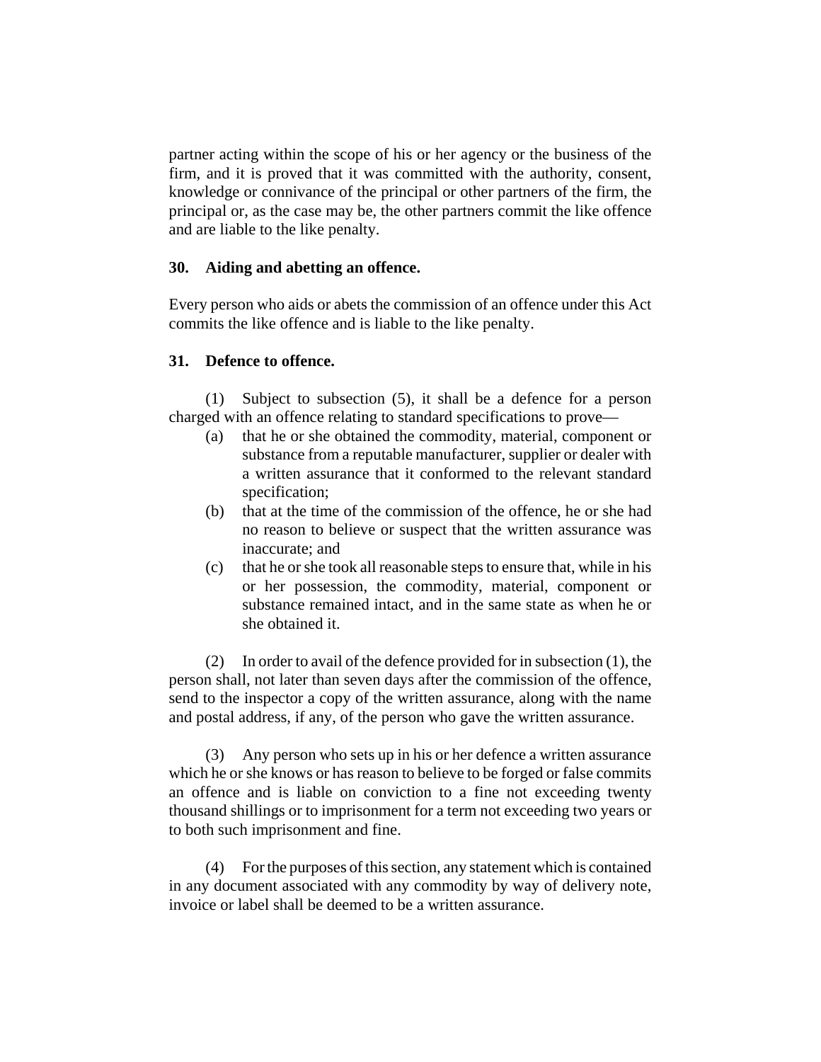partner acting within the scope of his or her agency or the business of the firm, and it is proved that it was committed with the authority, consent, knowledge or connivance of the principal or other partners of the firm, the principal or, as the case may be, the other partners commit the like offence and are liable to the like penalty.

**30. Aiding and abetting an offence.**

Every person who aids or abets the commission of an offence under this Act commits the like offence and is liable to the like penalty.

**31. Defence to offence.**

(1) Subject to subsection (5), it shall be a defence for a person charged with an offence relating to standard specifications to prove—

(a) that he or she obtained the commodity, material, component or substance from a reputable manufacturer, supplier or dealer with a written assurance that it conformed to the relevant standard specification;

(b) that at the time of the commission of the offence, he or she had no reason to believe or suspect that the written assurance was inaccurate; and

(c) that he or she took all reasonable steps to ensure that, while in his or her possession, the commodity, material, component or substance remained intact, and in the same state as when he or she obtained it.

(2) In order to avail of the defence provided for in subsection (1), the person shall, not later than seven days after the commission of the offence, send to the inspector a copy of the written assurance, along with the name and postal address, if any, of the person who gave the written assurance.

(3) Any person who sets up in his or her defence a written assurance which he or she knows or has reason to believe to be forged or false commits an offence and is liable on conviction to a fine not exceeding twenty thousand shillings or to imprisonment for a term not exceeding two years or to both such imprisonment and fine.

(4) For the purposes of this section, any statement which is contained in any document associated with any commodity by way of delivery note, invoice or label shall be deemed to be a written assurance.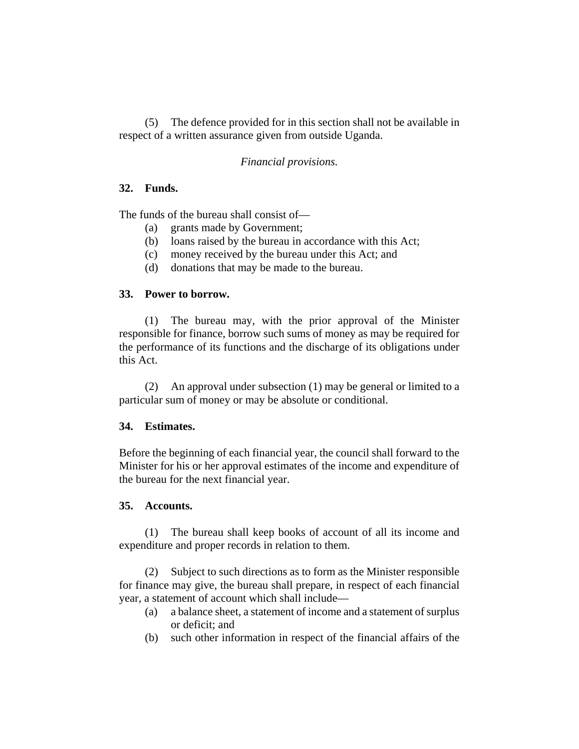(5) The defence provided for in this section shall not be available in respect of a written assurance given from outside Uganda.

*Financial provisions.*

**32. Funds.**

The funds of the bureau shall consist of—

(a) grants made by Government;

(b) loans raised by the bureau in accordance with this Act;

(c) money received by the bureau under this Act; and

(d) donations that may be made to the bureau.

**33. Power to borrow.**

(1) The bureau may, with the prior approval of the Minister responsible for finance, borrow such sums of money as may be required for the performance of its functions and the discharge of its obligations under this Act.

(2) An approval under subsection (1) may be general or limited to a particular sum of money or may be absolute or conditional.

**34. Estimates.**

Before the beginning of each financial year, the council shall forward to the Minister for his or her approval estimates of the income and expenditure of the bureau for the next financial year.

**35. Accounts.**

(1) The bureau shall keep books of account of all its income and expenditure and proper records in relation to them.

(2) Subject to such directions as to form as the Minister responsible for finance may give, the bureau shall prepare, in respect of each financial year, a statement of account which shall include—

(a) a balance sheet, a statement of income and a statement of surplus or deficit; and

(b) such other information in respect of the financial affairs of the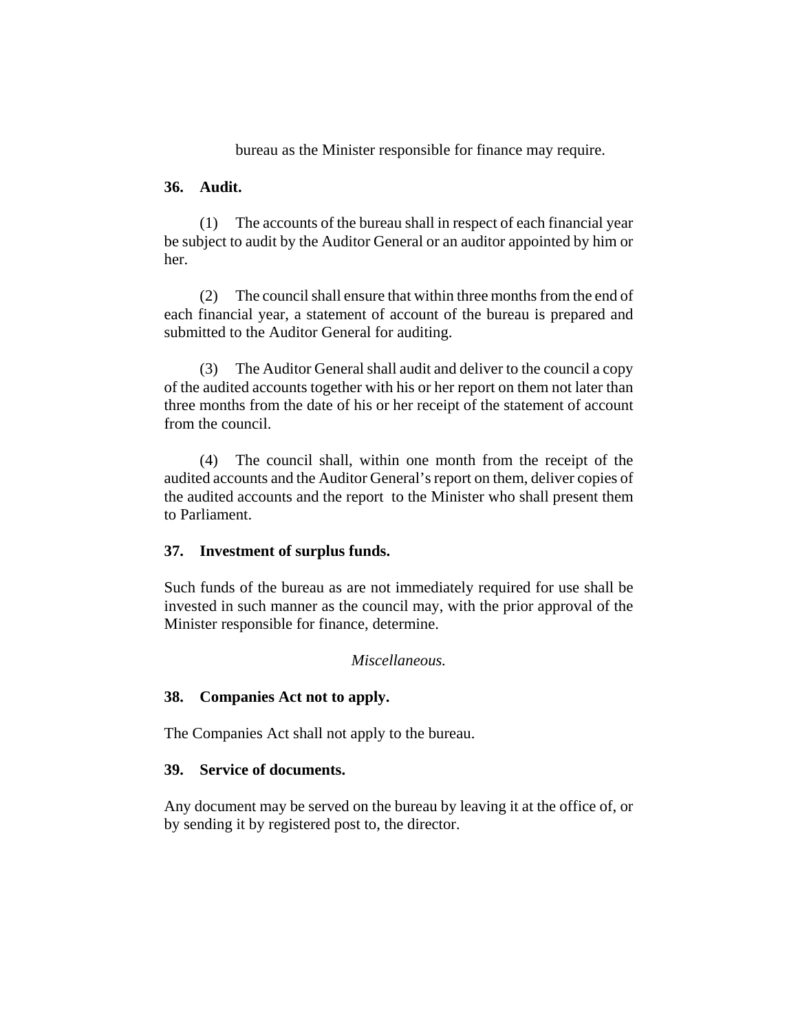bureau as the Minister responsible for finance may require.

**36. Audit.**

(1) The accounts of the bureau shall in respect of each financial year be subject to audit by the Auditor General or an auditor appointed by him or her.

(2) The council shall ensure that within three months from the end of each financial year, a statement of account of the bureau is prepared and submitted to the Auditor General for auditing.

(3) The Auditor General shall audit and deliver to the council a copy of the audited accounts together with his or her report on them not later than three months from the date of his or her receipt of the statement of account from the council.

(4) The council shall, within one month from the receipt of the audited accounts and the Auditor General's report on them, deliver copies of the audited accounts and the report to the Minister who shall present them to Parliament.

**37. Investment of surplus funds.**

Such funds of the bureau as are not immediately required for use shall be invested in such manner as the council may, with the prior approval of the Minister responsible for finance, determine.

*Miscellaneous.*

**38. Companies Act not to apply.**

The Companies Act shall not apply to the bureau.

**39. Service of documents.**

Any document may be served on the bureau by leaving it at the office of, or by sending it by registered post to, the director.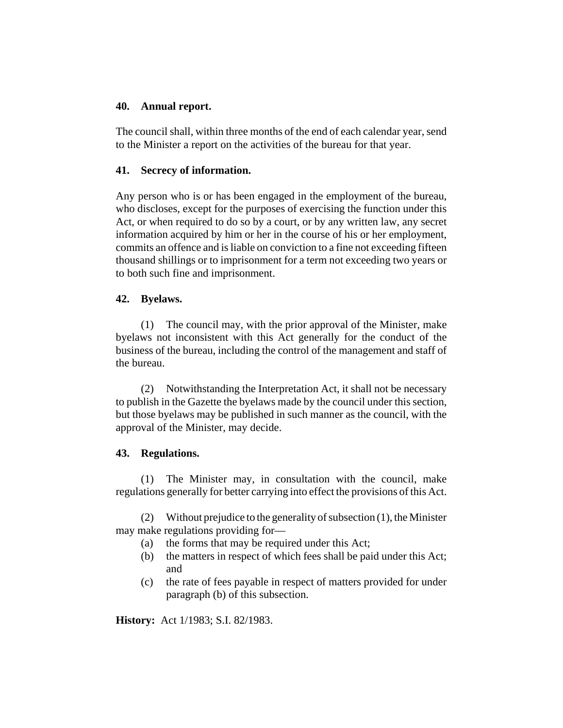### 40. Annual report.

The council shall, within three months of the end of each calendar year, send to the Minister a report on the activities of the bureau for that year.

### 41. Secrecy of information.

Any person who is or has been engaged in the employment of the bureau, who discloses, except for the purposes of exercising the function under this Act, or when required to do so by a court, or by any written law, any secret information acquired by him or her in the course of his or her employment, commits an offence and is liable on conviction to a fine not exceeding fifteen thousand shillings or to imprisonment for a term not exceeding two years or to both such fine and imprisonment.

### 42. Byelaws.

(1) The council may, with the prior approval of the Minister, make byelaws not inconsistent with this Act generally for the conduct of the business of the bureau, including the control of the management and staff of the bureau.

(2) Notwithstanding the Interpretation Act, it shall not be necessary to publish in the Gazette the byelaws made by the council under this section, but those byelaws may be published in such manner as the council, with the approval of the Minister, may decide.

### 43. Regulations.

(1) The Minister may, in consultation with the council, make regulations generally for better carrying into effect the provisions of this Act.

(2) Without prejudice to the generality of subsection (1), the Minister may make regulations providing for—

- (a) the forms that may be required under this Act;
- (b) the matters in respect of which fees shall be paid under this Act; and
- (c) the rate of fees payable in respect of matters provided for under paragraph (b) of this subsection.

**History:** Act 1/1983; S.I. 82/1983.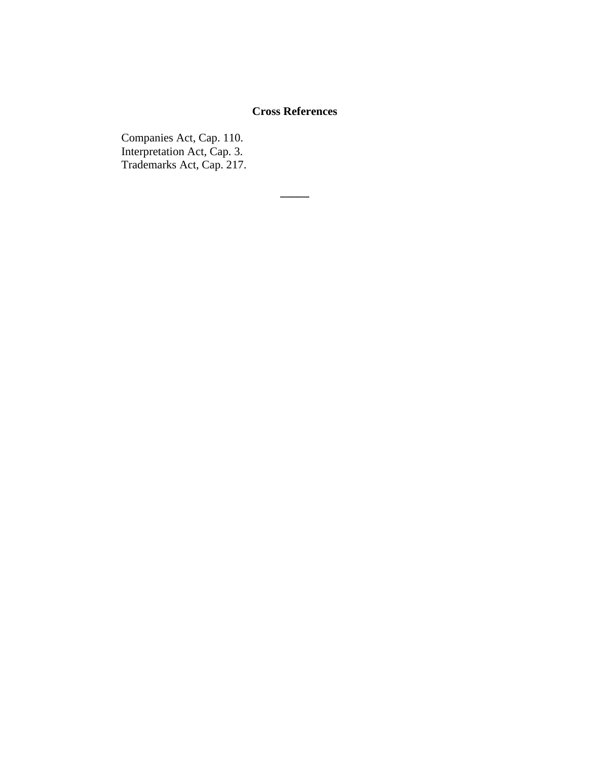## Cross References

Companies Act, Cap. 110.
Interpretation Act, Cap. 3.
Trademarks Act, Cap. 217.

---